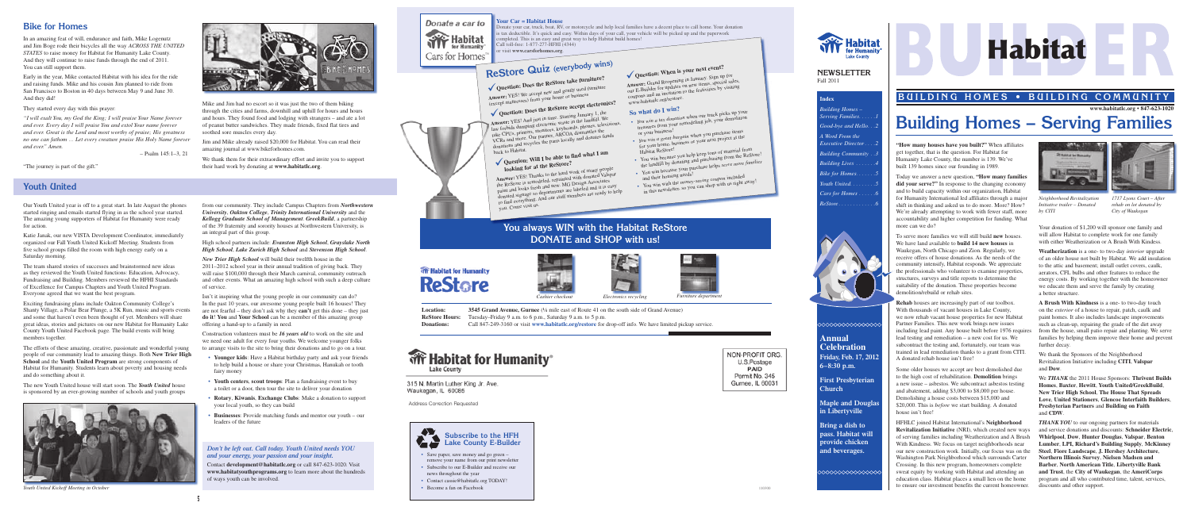## Bike for Homes

In an amazing feat of will, endurance and faith, Mike Logemutz and Jim Boge rode their bicycles all the way *ACROSS THE UNITED STATES* to raise money for Habitat for Humanity Lake County. And they will continue to raise funds through the end of 2011. You can still support them.

Early in the year, Mike contacted Habitat with his idea for the ride and raising funds. Mike and his cousin Jim planned to ride from San Francisco to Boston in 40 days between May 9 and June 30. And they did!

They started every day with this prayer:

*"I will exalt You, my God the King; I will praise Your Name forever and ever. Every day I will praise You and extol Your name forever and ever. Great is the Lord and most worthy of praise; His greatness no one can fathom ... Let every creature praise His Holy Name forever and ever." Amen.*

– Psalm 145:1–3, 21

"The journey is part of the gift."

Mike and Jim had no escort so it was just the two of them biking through the cities and farms, downhill and uphill for hours and hours. They found food and lodging with strangers – and ate a lot of peanut butter sandwiches. They made friends, fixed flat tires and soothed sore muscles every day.

Jim and Mike already raised $20,000 for Habitat. You can read their amazing journal at www.bikeforhomes.com.

We thank them for their extraordinary effort and invite you to support their hard work by donating at **www.habitatlc.org**.

## Youth United

Our Youth United year is off to a great start. In late August the phones started ringing and emails started flying in as the school year started. The amazing young supporters of Habitat for Humanity were ready for action.

Katie Janak, our new VISTA Development Coordinator, immediately organized our Fall Youth United Kickoff Meeting. Students from five school groups filled the room with high energy early on a Saturday morning.

The team shared stories of successes and brainstormed new ideas as they reviewed the Youth United functions: Education, Advocacy, Fundraising and Building. Members reviewed the HFHI Standards of Excellence for Campus Chapters and Youth United Program. Everyone agreed that we want the best program.

Exciting fundraising plans include Oakton Community College's Shanty Village, a Polar Bear Plunge, a 5K Run, music and sports events and some that haven't even been thought of yet. Members will share great ideas, stories and pictures on our new Habitat for Humanity Lake County Youth United Facebook page. The build events will bring members together.

The efforts of these amazing, creative, passionate and wonderful young people of our community lead to amazing things. Both **New Trier High School** and the **Youth United Program** are strong components of Habitat for Humanity. Students learn about poverty and housing needs and do something about it.

The new Youth United house will start soon. The *Youth United* house is sponsored by an ever-growing number of schools and youth groups from our community. They include Campus Chapters from *Northwestern University*, *Oakton College*, *Trinity International University* and the *Kellogg Graduate School of Management*. *GreekBuild*, a partnership of the 39 fraternity and sorority houses at Northwestern University, is an integral part of this group.

*Youth United Kickoff Meeting in October*

High school partners include: *Evanston High School*, *Grayslake North High School*, *Lake Zurich High School* and *Stevenson High School*.

*New Trier High School* will build their twelfth house in the 2011–2012 school year in their annual tradition of giving back. They will raise $100,000 through their March carnival, community outreach and other events. What an amazing high school with such a deep culture of service.

Isn't it inspiring what the young people in our community can do? In the past 10 years, our awesome young people built 16 houses! They are not fearful – they don't ask why they **can't** get this done – they just **do it**! **You** and **Your School** can be a member of this amazing group offering a hand-up to a family in need.

Construction volunteers must be *16 years old* to work on the site and we need one adult for every four youths. We welcome younger folks to arrange visits to the site to bring their donations and to go on a tour.

- **Younger kids**: Have a Habitat birthday party and ask your friends to help build a house or share your Christmas, Hanukkah or tooth fairy money
- **Youth centers**, **scout troops**: Plan a fundraising event to buy a toilet or a door, then tour the site to deliver your donation
- **Rotary**, **Kiwanis**, **Exchange Clubs**: Make a donation to support your local youth, so they can build
- **Businesses**: Provide matching funds and mentor our youth – our leaders of the future

*Don't be left out. Call today. Youth United needs YOU and your energy, your passion and your insight.*

Contact **development@habitatlc.org** or call 847-623-1020. Visit **www.habitatyouthprograms.org** to learn more about the hundreds of ways youth can be involved.

**Donate a car to Habitat for Humanity – Cars for Homes™**

**Your Car = Habitat House**
Donate your car, truck, boat, RV, or motorcycle and help local families have a decent place to call home. Your donation is tax deductible. It's quick and easy. Within days of your call, your vehicle will be picked up and the paperwork completed. This is an easy and great way to help Habitat build homes!
Call toll-free: 1-877-277-HFHI (4344)
or visit **www.carsforhomes.org**

## ReStore Quiz (everybody wins)

✓ **Question: Does the ReStore take furniture?**
**Answer:** YES! We accept new and gently used furniture (except mattresses) from your home or business.

✓ **Question: Does the ReStore accept electronics?**
**Answer:** YES! And just in time. Starting January 1, the law forbids dumping electronic waste in the landfill. We take CPUs, printers, monitors, keyboards, phones, televisions, VCRs and more. Our partner, ARCOA, dismantles the donations and recycles the parts locally and donates funds back to Habitat.

✓ **Question: Will I be able to find what I am looking for at the ReStore?**
**Answer:** YES! Thanks to the hard work of many people the ReStore is remodeled, repainted with donated Valspar paint and looks fresh and new. MG Design Associates donated signage so departments are labeled and it is easy to find everything. And our staff members are ready to help you. Come visit us.

✓ **Question: When is your next event?**
**Answer:** Grand Reopening in January. Sign up for our E-Builder for updates on new items, special sales, coupons and an invitation to the festivities by visiting www.habitatlc.org/restore.

**So what do I win?**

- You win a tax donation when our truck picks up your treasures from your remodeling job, your demolition or your business!
- You win a great bargain when you purchase items for your home, business or your next project at the Habitat ReStore!
- You win, because you help keep tons of material from the landfill by donating and purchasing from the ReStore!
- You win because your purchase helps serve more families and their housing needs!
- You win with the money-saving coupon included in this newsletter, so you can shop with us right away!

## You always WIN with the Habitat ReStore DONATE and SHOP with us!

Habitat for Humanity ReStore

*Cashier checkout* *Electronics recycling* *Furniture department*

**Location:** 3545 Grand Avenue, Gurnee (¼ mile east of Route 41 on the south side of Grand Avenue)
**ReStore Hours:** Tuesday–Friday 9 a.m. to 6 p.m., Saturday 9 a.m. to 5 p.m.
**Donations:** Call 847-249-3160 or visit **www.habitatlc.org/restore** for drop-off info. We have limited pickup service.

Habitat for Humanity® Lake County

315 N. Martin Luther King Jr. Ave.
Waukegan, IL 60085

Address Correction Requested

NON-PROFIT ORG.
U.S.Postage
PAID
Permit No. 345
Gurnee, IL 60031

**Subscribe to the HFH Lake County E-Builder**

- Save paper, save money and go green – remove your name from our print newsletter
- Subscribe to our E-Builder and receive our news throughout the year
- Contact cassie@habitatlc.org TODAY!
- Become a fan on Facebook

Habitat for Humanity® Lake County

# Habitat BUILDER

**NEWSLETTER**
Fall 2011

**BUILDING HOMES • BUILDING COMMUNITY**

**www.habitatlc.org • 847-623-1020**

**Index**

- *Building Homes – Serving Families* ....1
- *Good-bye and Hello* ....2
- *A Word From the Executive Director* ....2
- *Building Community* ....3
- *Building Lives* ....4
- *Bike for Homes* ....5
- *Youth United* ....5
- *Cars for Homes* ....6
- *ReStore* ....6

**Annual Celebration**
**Friday, Feb. 17, 2012**
**6–8:30 p.m.**

**First Presbyterian Church**

**Maple and Douglas in Libertyville**

**Bring a dish to pass. Habitat will provide chicken and beverages.**

# Building Homes – Serving Families

**"How many houses have you built?"** When affiliates get together, that is the question. For Habitat for Humanity Lake County, the number is 139. We've built 139 homes since our founding in 1989.

Today we answer a new question, **"How many families did your serve?"** In response to the changing economy and to build capacity within our organization, Habitat for Humanity International led affiliates through a major shift in thinking and asked us to do more. More? How? We're already attempting to work with fewer staff, more accountability and higher competition for funding. What more can we do?

To serve more families we will still build **new** houses. We have land available to **build 14 new houses** in Waukegan, North Chicago and Zion. Regularly, we receive offers of house donations. As the needs of the community intensify, Habitat responds. We appreciate the professionals who volunteer to examine properties, structures, surveys and title reports to determine the suitability of the donation. These properties become demolition/rebuild or rehab sites.

**Rehab** houses are increasingly part of our toolbox. With thousands of vacant houses in Lake County, we now rehab vacant house properties for new Habitat Partner Families. This new work brings new issues including lead paint. Any house built before 1976 requires lead testing and remediation – a new cost for us. We subcontract the testing and, fortunately, our team was trained in lead remediation thanks to a grant from CITI. A donated rehab house isn't free!

Some older houses we accept are best demolished due to the high cost of rehabilitation. **Demolition** brings a new issue – asbestos. We subcontract asbestos testing and abatement, adding $3,000 to $8,000 per house. Demolishing a house costs between $15,000 and $20,000. This is *before* we start building. A donated house isn't free!

HFHLC joined Habitat International's **Neighborhood Revitalization Initiative** (NRI), which created new ways of serving families including Weatherization and A Brush With Kindness. We focus on target neighborhoods near our new construction work. Initially, our focus was on the Washington Park Neighborhood which surrounds Carter Crossing. In this new program, homeowners complete sweat equity by working with Habitat and attending an education class. Habitat places a small lien on the home to ensure our investment benefits the current homeowner.

*Neighborhood Revitalization Initiative trailer – Donated by CITI*

*1717 Lyons Court – After rehab on lot donated by City of Waukegan*

Your donation of $1,200 will sponsor one family and will allow Habitat to complete work for one family with either Weatherization or A Brush With Kindness.

**Weatherization** is a one- to two-day *interior* upgrade of an older house not built by Habitat. We add insulation to the attic and basement; install outlet covers, caulk, aerators, CFL bulbs and other features to reduce the energy costs. By working together with the homeowner we educate them and serve the family by creating a better structure.

**A Brush With Kindness** is a one- to two-day touch on the *exterior* of a house to repair, patch, caulk and paint homes. It also includes landscape improvements such as clean-up, repairing the grade of the dirt away from the house, small patio repair and planting. We serve families by helping them improve their home and prevent further decay.

We thank the Sponsors of the Neighborhood Revitalization Initiative including **CITI**, **Valspar** and **Dow**.

We *THANK* the 2011 House Sponsors: **Thrivent Builds Homes**, **Baxter**, **Hewitt**, **Youth United/GreekBuild**, **New Trier High School**, **The House That Spreads Love**, **United Stationers**, **Glencoe Interfaith Builders**, **Presbyterian Partners** and **Building on Faith** and **CDW**.

*THANK YOU* to our ongoing partners for materials and services donations and discounts: **Schneider Electric**, **Whirlpool**, **Dow**, **Hunter Douglas**, **Valspar**, **Benton Lumber**, **LPI**, **Richard's Building Supply**, **McKinney Steel**, **Fiore Landscape**, **J. Hershey Architecture**, **Northern Illinois Survey**, **Nielsen Madsen and Barber**, **North American Title**, **Libertyville Bank and Trust**, the **City of Waukegan**, the **AmeriCorps** program and all who contributed time, talent, services, discounts and other support.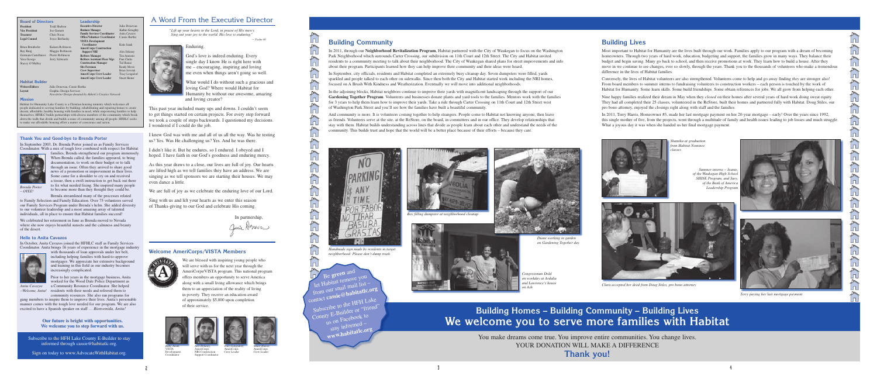## Board of Directors

| | |
|---|---|
| President | Todd Shelton |
| Vice President | Joe Garnett |
| Treasurer | Chris Nixon |
| Legal Counsel | Joyce Berlinsky |
| Brian Breuhofer | Kalisen Robinson |
| Kay Burg | Maggie Robinson |
| Germain Castellanos | Pierre Robinson |
| Vera George | Jerry Schwartz |
| Stacey O'Malley | |

## Leadership

| | |
|---|---|
| Executive Director | Julie Donovan |
| Business Manager | Kathie Geraghty |
| Family Services Coordinator | Anita Cavazos |
| Office/Volunteer Coordinator | Cassie Bartke |
| VISTA Development Coordinator | Katie Isaak |
| AmeriCorps Construction Support NRI | Alex Delaney |
| ReStore Manager | Tim Anzaone |
| ReStore Assistant Floor Mgr. | Pam Clarke |
| Construction Manager | Ted Renze |
| Site Foreman | Randy Meyer |
| Crew Supervisor | Brian Zerwiak |
| AmeriCorp Crew Leader | Tracy Longsdorf |
| AmeriCorp Crew Leader | Stuart Heuser |

## Habitat Builder

Writer/Editors: Julie Donovan, Cassie Bartke
Layout: Graphic Design Services
*Newsletter Design donated by Abbott's Creative Network*

## Mission

Habitat for Humanity Lake County is a Christian housing ministry which welcomes all people dedicated to serving families by building, rehabilitating and repairing homes to create decent, affordable, healthy housing with families in need, while empowering families to help themselves. HFHLC builds partnerships with diverse members of the community which break down the walls that divide and builds a sense of community among all people. HFHLC seeks to make our affordable housing effort a matter of conscience and action.

## Thank You and Good-bye to Brenda Porter

In September 2003, Dr. Brenda Porter joined us as Family Services Coordinator. With a mix of tough love combined with respect for Habitat families, Brenda strengthened our program immensely. When Brenda called, the families appeared, to bring documentation, to work on their budget or to talk through an issue. Often they arrived to share good news of a promotion or improvement in their lives. Some came for a shoulder to cry on and received a tissue, then a swift instruction to get back out there to fix what needed fixing. She inspired many people to become more than they thought they could be.

*Brenda Porter – OYEE!*

Brenda streamlined many of the processes related to Family Selection and Family Education. Over 75 volunteers served our Family Services Program under Brenda's helm. She added diversity to our volunteer leadership and a most amazing array of talented individuals, all in place to ensure that Habitat families succeed!

We celebrated her retirement in June as Brenda moved to Nevada where she now enjoys beautiful sunsets and the calmness and beauty of the desert.

## Hello to Anita Cavazos

In October, Anita Cavazos joined the HFHLC staff as Family Services Coordinator. Anita brings 16 years of experience in the mortgage industry with thousands of loan approvals under her belt, including helping families with hard-to-approve mortgages. We appreciate her extensive background and training in this field as our industry becomes increasingly complicated.

Prior to her years in the mortgage business, Anita worked for the Wood Dale Police Department as a Community Resource Coordinator. She helped residents with their needs and referred them to community resources. She also ran programs for gang members to inspire them to improve their lives. Anita's personable manner comes with the tough love needed for our program. We are also excited to have a Spanish speaker on staff ... *Bienvenida, Anita!*

*Anita Cavazos – Welcome, Anita!*

**Our future is bright with opportunities. We welcome you to step forward with us.**

Subscribe to the HFH Lake County E-Builder to stay informed through cassie@habitatlc.org.

Sign on today to www.AdvocateWithHabitat.org.

## A Word From the Executive Director

*"Lift up your hearts to the Lord, in praise of His mercy. Sing out your joy to the world. His love is enduring." — Psalm 66*

Enduring.

God's love is indeed enduring. Every single day I know He is right here with me – encouraging, inspiring and loving me even when things aren't going so well.

What would I do without such a gracious and loving God? Where would Habitat for Humanity be without our awesome, amazing and loving creator?

This past year included many ups and downs. I couldn't seem to get things started on certain projects. For every step forward we took a couple of steps backwards. I questioned my decisions. I wondered if I could do the job.

I knew God was with me and all of us all the way. Was he testing us? Yes. Was He challenging us? Yes. And he was there.

I didn't like it. But he endures, so I endured. I obeyed and I hoped. I have faith in our God's goodness and enduring mercy.

As this year draws to a close, our lives are full of joy. Our hearts are lifted high as we tell families they have an address. We are singing as we tell sponsors we are starting their houses. We may even dance a little.

We are full of joy as we celebrate the enduring love of our Lord.

Sing with us and lift your hearts as we enter this season of Thanks-giving to our God and celebrate His coming.

In partnership,

Julie Donovan

## Welcome AmeriCorps/VISTA Members

We are blessed with inspiring young people who will serve with us for the next year through the AmeriCorps/VISTA program. This national program offers members an opportunity to serve America along with a small living allowance which brings them to an appreciation of the reality of living in poverty. They receive an education award of approximately $5,000 upon completion of their service.

*Katie Isaak, VISTA Development Coordinator*
*Alex Delaney, AmeriCorps NRI Construction Support Coordinator*
*Tracy Longsdorf, AmeriCorps Crew Leader*
*Stuart Heuser, AmeriCorps Crew Leader*

## Building Community

In 2011, through our **Neighborhood Revitalization Program**, Habitat partnered with the City of Waukegan to focus on the Washington Park Neighborhood which surrounds Carter Crossing, our subdivision on 11th Court and 12th Street. The City and Habitat invited residents to a community meeting to talk about their neighborhood. The City of Waukegan shared plans for street improvements and info about their program. Participants learned how they can help improve their community and their ideas were heard.

In September, city officials, residents and Habitat completed an extremely busy cleanup day. Seven dumpsters were filled, yards sparkled and people talked to each other on sidewalks. Since then both the City and Habitat started work including the NRI homes, focused on A Brush With Kindness and Weatherization. Eventually we will move into additional neighborhoods.

In the adjoining blocks, Habitat neighbors continue to improve their yards with magnificent landscaping through the support of our **Gardening Together Program**. Volunteers and businesses donate plants and yard tools to the families. Mentors work with the families for 3 years to help them learn how to improve their yards. Take a ride through Carter Crossing on 11th Court and 12th Street west of Washington Park Street and you'll see how the families have built a beautiful community.

And community is more. It is volunteers coming together to help strangers. People come to Habitat not knowing anyone, then leave as friends. Volunteers serve at the site, at the ReStore, on the board, in committees and in our office. They develop relationships that stay with them. Habitat builds understanding across lines that divide as people learn about each other and understand the needs of the community. This builds trust and hope that the world will be a better place because of their efforts – because they care.

*Handmade sign made by residents in target neighborhood: Please don't dump trash*

*Boy filling dumpster at neighborhood cleanup*

*Diane working in garden on Gardening Together day*

*Congressman Dold on workday at Ardalia and Lawrence's house on Ash*

Be **green** and let Habitat remove you from our snail mail list – contact **cassie@habitatlc.org**

Subscribe to the HFH Lake County E-Builder or "friend" us on Facebook to stay informed – **www.habitatlc.org**

## Building Lives

Most important to Habitat for Humanity are the lives built through our work. Families apply to our program with a dream of becoming homeowners. Through two years of hard work, education, budgeting and support, the families grow in many ways. They balance their budget and begin saving. Many go back to school, and then receive promotions at work. They learn how to build a house. After they move in we continue to see changes, ever so slowly, through the years. Thank you to the thousands of volunteers who make a tremendous difference in the lives of Habitat families.

Conversely, the lives of Habitat volunteers are also strengthened. Volunteers come to help and go away finding *they* are stronger also! From board members to summer interns to fundraising volunteers to construction workers – each person is touched by the work of Habitat for Humanity. Some learn skills. Some build friendships. Some obtain references for jobs. We all grow from helping each other.

Nine happy families realized their dream in May when they *closed* on their homes after several years of hard work doing sweat equity. They had all completed their 25 classes, volunteered in the ReStore, built their homes and partnered fully with Habitat. Doug Stiles, our pro bono attorney, enjoyed the closings right along with staff and the families.

In 2011, Terry Harris, Homeowner #3, made her last mortgage payment on her 20-year mortgage – early! Over the years since 1992, this single mother of five, from the projects, went through a multitude of family and health issues leading to job losses and much struggle. What a joyous day it was when she handed us her final mortgage payment.

*Shanika at graduation from Habitat Nominee classes*

*Summer interns – Jeanie, of the Waukegan High School SHINE Program, and Sury, of the Bank of America Leadership Program*

*Clara accepted her deed from Doug Stiles, pro bono attorney*

*Terry paying her last mortgage payment*

## Building Homes – Building Community – Building Lives
## We welcome you to serve more families with Habitat

You make dreams come true. You improve entire communities. You change lives.
YOUR DONATION WILL MAKE A DIFFERENCE
**Thank you!**